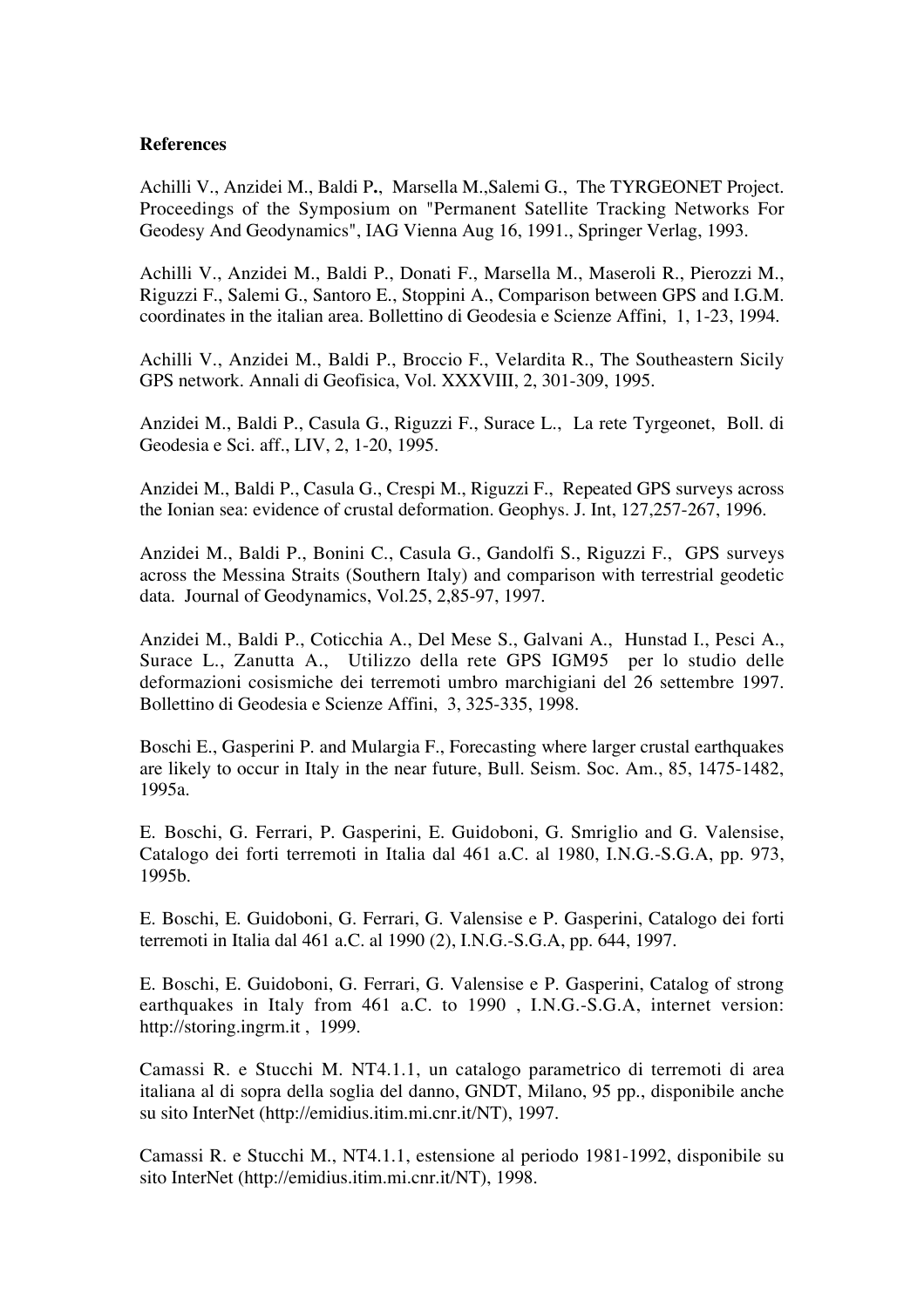**References**

Achilli V., Anzidei M., Baldi P**.**, Marsella M.,Salemi G., The TYRGEONET Project. Proceedings of the Symposium on "Permanent Satellite Tracking Networks For Geodesy And Geodynamics", IAG Vienna Aug 16, 1991., Springer Verlag, 1993.

Achilli V., Anzidei M., Baldi P., Donati F., Marsella M., Maseroli R., Pierozzi M., Riguzzi F., Salemi G., Santoro E., Stoppini A., Comparison between GPS and I.G.M. coordinates in the italian area. Bollettino di Geodesia e Scienze Affini, 1, 1-23, 1994.

Achilli V., Anzidei M., Baldi P., Broccio F., Velardita R., The Southeastern Sicily GPS network. Annali di Geofisica, Vol. XXXVIII, 2, 301-309, 1995.

Anzidei M., Baldi P., Casula G., Riguzzi F., Surace L., La rete Tyrgeonet, Boll. di Geodesia e Sci. aff., LIV, 2, 1-20, 1995.

Anzidei M., Baldi P., Casula G., Crespi M., Riguzzi F., Repeated GPS surveys across the Ionian sea: evidence of crustal deformation. Geophys. J. Int, 127,257-267, 1996.

Anzidei M., Baldi P., Bonini C., Casula G., Gandolfi S., Riguzzi F., GPS surveys across the Messina Straits (Southern Italy) and comparison with terrestrial geodetic data. Journal of Geodynamics, Vol.25, 2,85-97, 1997.

Anzidei M., Baldi P., Coticchia A., Del Mese S., Galvani A., Hunstad I., Pesci A., Surace L., Zanutta A., Utilizzo della rete GPS IGM95 per lo studio delle deformazioni cosismiche dei terremoti umbro marchigiani del 26 settembre 1997. Bollettino di Geodesia e Scienze Affini, 3, 325-335, 1998.

Boschi E., Gasperini P. and Mulargia F., Forecasting where larger crustal earthquakes are likely to occur in Italy in the near future, Bull. Seism. Soc. Am., 85, 1475-1482, 1995a.

E. Boschi, G. Ferrari, P. Gasperini, E. Guidoboni, G. Smriglio and G. Valensise, Catalogo dei forti terremoti in Italia dal 461 a.C. al 1980, I.N.G.-S.G.A, pp. 973, 1995b.

E. Boschi, E. Guidoboni, G. Ferrari, G. Valensise e P. Gasperini, Catalogo dei forti terremoti in Italia dal 461 a.C. al 1990 (2), I.N.G.-S.G.A, pp. 644, 1997.

E. Boschi, E. Guidoboni, G. Ferrari, G. Valensise e P. Gasperini, Catalog of strong earthquakes in Italy from 461 a.C. to 1990 , I.N.G.-S.G.A, internet version: http://storing.ingrm.it , 1999.

Camassi R. e Stucchi M. NT4.1.1, un catalogo parametrico di terremoti di area italiana al di sopra della soglia del danno, GNDT, Milano, 95 pp., disponibile anche su sito InterNet (http://emidius.itim.mi.cnr.it/NT), 1997.

Camassi R. e Stucchi M., NT4.1.1, estensione al periodo 1981-1992, disponibile su sito InterNet (http://emidius.itim.mi.cnr.it/NT), 1998.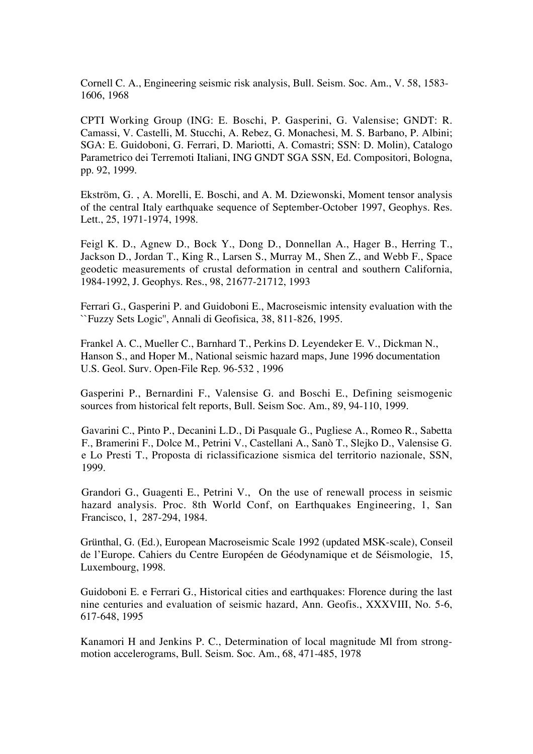Cornell C. A., Engineering seismic risk analysis, Bull. Seism. Soc. Am., V. 58, 1583-1606, 1968

CPTI Working Group (ING: E. Boschi, P. Gasperini, G. Valensise; GNDT: R. Camassi, V. Castelli, M. Stucchi, A. Rebez, G. Monachesi, M. S. Barbano, P. Albini; SGA: E. Guidoboni, G. Ferrari, D. Mariotti, A. Comastri; SSN: D. Molin), Catalogo Parametrico dei Terremoti Italiani, ING GNDT SGA SSN, Ed. Compositori, Bologna, pp. 92, 1999.

Ekström, G. , A. Morelli, E. Boschi, and A. M. Dziewonski, Moment tensor analysis of the central Italy earthquake sequence of September-October 1997, Geophys. Res. Lett., 25, 1971-1974, 1998.

Feigl K. D., Agnew D., Bock Y., Dong D., Donnellan A., Hager B., Herring T., Jackson D., Jordan T., King R., Larsen S., Murray M., Shen Z., and Webb F., Space geodetic measurements of crustal deformation in central and southern California, 1984-1992, J. Geophys. Res., 98, 21677-21712, 1993

Ferrari G., Gasperini P. and Guidoboni E., Macroseismic intensity evaluation with the ``Fuzzy Sets Logic'', Annali di Geofisica, 38, 811-826, 1995.

Frankel A. C., Mueller C., Barnhard T., Perkins D. Leyendeker E. V., Dickman N., Hanson S., and Hoper M., National seismic hazard maps, June 1996 documentation U.S. Geol. Surv. Open-File Rep. 96-532 , 1996

Gasperini P., Bernardini F., Valensise G. and Boschi E., Defining seismogenic sources from historical felt reports, Bull. Seism Soc. Am., 89, 94-110, 1999.

Gavarini C., Pinto P., Decanini L.D., Di Pasquale G., Pugliese A., Romeo R., Sabetta F., Bramerini F., Dolce M., Petrini V., Castellani A., Sanò T., Slejko D., Valensise G. e Lo Presti T., Proposta di riclassificazione sismica del territorio nazionale, SSN, 1999.

Grandori G., Guagenti E., Petrini V., On the use of renewall process in seismic hazard analysis. Proc. 8th World Conf, on Earthquakes Engineering, 1, San Francisco, 1, 287-294, 1984.

Grünthal, G. (Ed.), European Macroseismic Scale 1992 (updated MSK-scale), Conseil de l'Europe. Cahiers du Centre Européen de Géodynamique et de Séismologie, 15, Luxembourg, 1998.

Guidoboni E. e Ferrari G., Historical cities and earthquakes: Florence during the last nine centuries and evaluation of seismic hazard, Ann. Geofis., XXXVIII, No. 5-6, 617-648, 1995

Kanamori H and Jenkins P. C., Determination of local magnitude Ml from strong-motion accelerograms, Bull. Seism. Soc. Am., 68, 471-485, 1978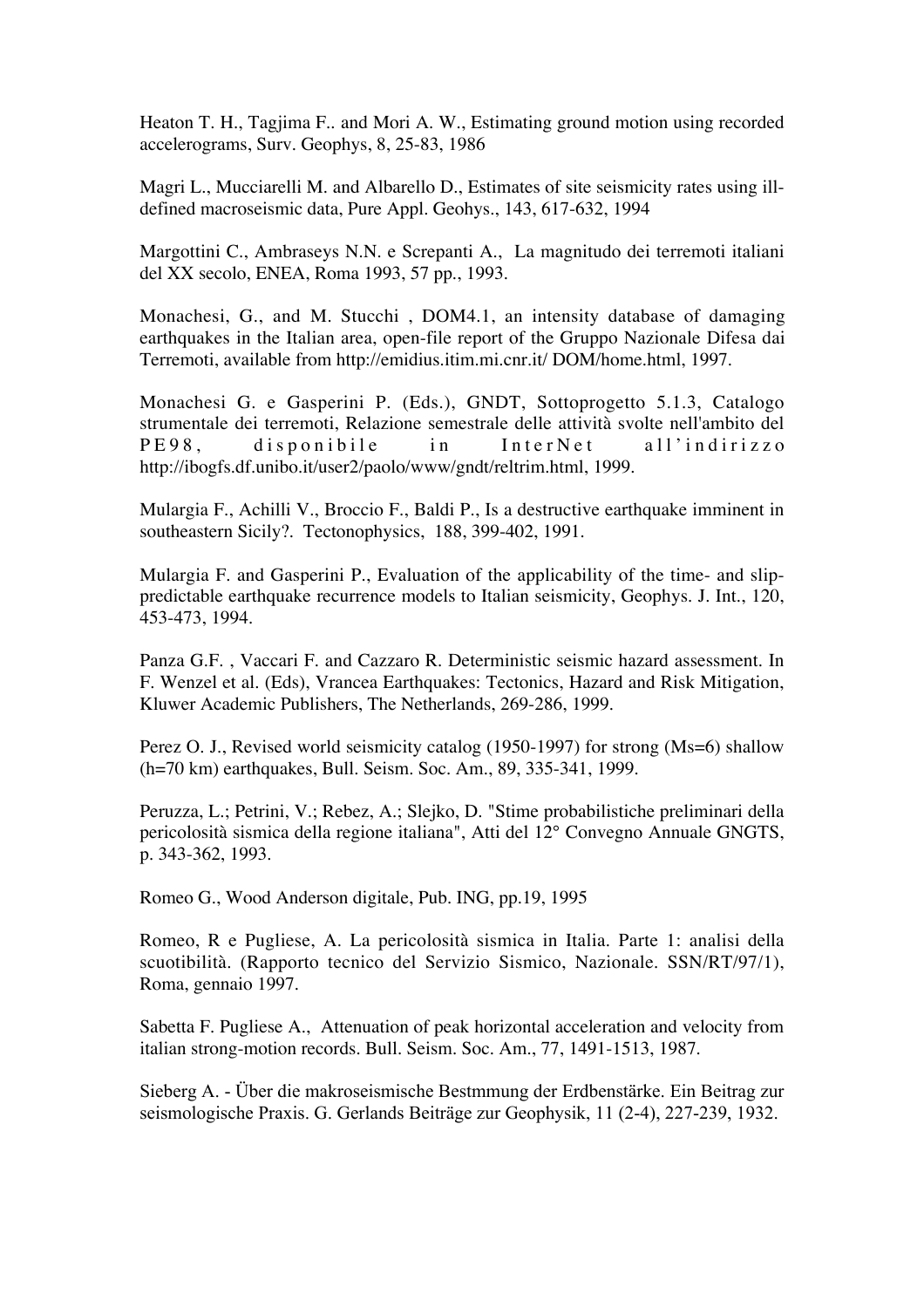Heaton T. H., Tagjima F.. and Mori A. W., Estimating ground motion using recorded accelerograms, Surv. Geophys, 8, 25-83, 1986

Magri L., Mucciarelli M. and Albarello D., Estimates of site seismicity rates using ill-defined macroseismic data, Pure Appl. Geohys., 143, 617-632, 1994

Margottini C., Ambraseys N.N. e Screpanti A., La magnitudo dei terremoti italiani del XX secolo, ENEA, Roma 1993, 57 pp., 1993.

Monachesi, G., and M. Stucchi , DOM4.1, an intensity database of damaging earthquakes in the Italian area, open-file report of the Gruppo Nazionale Difesa dai Terremoti, available from http://emidius.itim.mi.cnr.it/ DOM/home.html, 1997.

Monachesi G. e Gasperini P. (Eds.), GNDT, Sottoprogetto 5.1.3, Catalogo strumentale dei terremoti, Relazione semestrale delle attività svolte nell'ambito del PE98, disponibile in InterNet all'indirizzo http://ibogfs.df.unibo.it/user2/paolo/www/gndt/reltrim.html, 1999.

Mulargia F., Achilli V., Broccio F., Baldi P., Is a destructive earthquake imminent in southeastern Sicily?. Tectonophysics, 188, 399-402, 1991.

Mulargia F. and Gasperini P., Evaluation of the applicability of the time- and slip-predictable earthquake recurrence models to Italian seismicity, Geophys. J. Int., 120, 453-473, 1994.

Panza G.F. , Vaccari F. and Cazzaro R. Deterministic seismic hazard assessment. In F. Wenzel et al. (Eds), Vrancea Earthquakes: Tectonics, Hazard and Risk Mitigation, Kluwer Academic Publishers, The Netherlands, 269-286, 1999.

Perez O. J., Revised world seismicity catalog (1950-1997) for strong (Ms=6) shallow (h=70 km) earthquakes, Bull. Seism. Soc. Am., 89, 335-341, 1999.

Peruzza, L.; Petrini, V.; Rebez, A.; Slejko, D. "Stime probabilistiche preliminari della pericolosità sismica della regione italiana", Atti del 12° Convegno Annuale GNGTS, p. 343-362, 1993.

Romeo G., Wood Anderson digitale, Pub. ING, pp.19, 1995

Romeo, R e Pugliese, A. La pericolosità sismica in Italia. Parte 1: analisi della scuotibilità. (Rapporto tecnico del Servizio Sismico, Nazionale. SSN/RT/97/1), Roma, gennaio 1997.

Sabetta F. Pugliese A., Attenuation of peak horizontal acceleration and velocity from italian strong-motion records. Bull. Seism. Soc. Am., 77, 1491-1513, 1987.

Sieberg A. - Über die makroseismische Bestmmung der Erdbenstärke. Ein Beitrag zur seismologische Praxis. G. Gerlands Beiträge zur Geophysik, 11 (2-4), 227-239, 1932.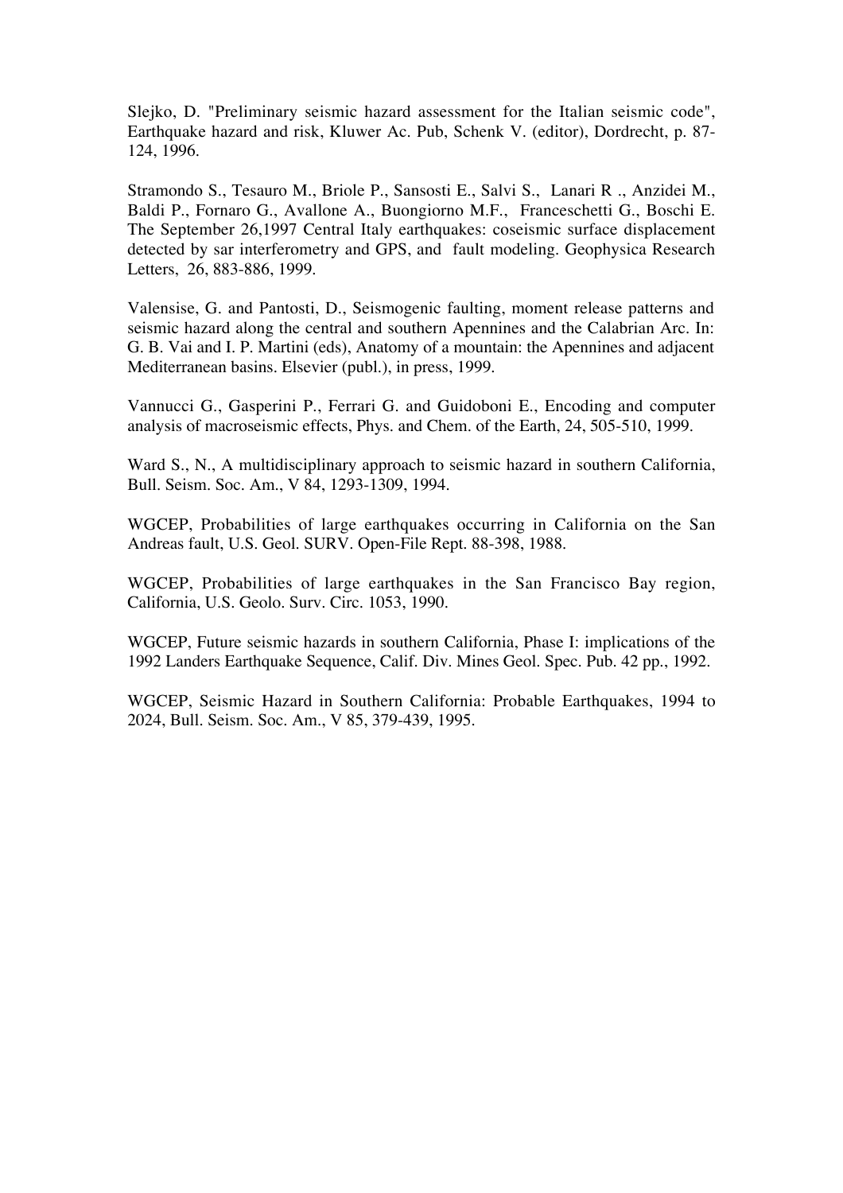Slejko, D. "Preliminary seismic hazard assessment for the Italian seismic code", Earthquake hazard and risk, Kluwer Ac. Pub, Schenk V. (editor), Dordrecht, p. 87-124, 1996.

Stramondo S., Tesauro M., Briole P., Sansosti E., Salvi S., Lanari R ., Anzidei M., Baldi P., Fornaro G., Avallone A., Buongiorno M.F., Franceschetti G., Boschi E. The September 26,1997 Central Italy earthquakes: coseismic surface displacement detected by sar interferometry and GPS, and fault modeling. Geophysica Research Letters, 26, 883-886, 1999.

Valensise, G. and Pantosti, D., Seismogenic faulting, moment release patterns and seismic hazard along the central and southern Apennines and the Calabrian Arc. In: G. B. Vai and I. P. Martini (eds), Anatomy of a mountain: the Apennines and adjacent Mediterranean basins. Elsevier (publ.), in press, 1999.

Vannucci G., Gasperini P., Ferrari G. and Guidoboni E., Encoding and computer analysis of macroseismic effects, Phys. and Chem. of the Earth, 24, 505-510, 1999.

Ward S., N., A multidisciplinary approach to seismic hazard in southern California, Bull. Seism. Soc. Am., V 84, 1293-1309, 1994.

WGCEP, Probabilities of large earthquakes occurring in California on the San Andreas fault, U.S. Geol. SURV. Open-File Rept. 88-398, 1988.

WGCEP, Probabilities of large earthquakes in the San Francisco Bay region, California, U.S. Geolo. Surv. Circ. 1053, 1990.

WGCEP, Future seismic hazards in southern California, Phase I: implications of the 1992 Landers Earthquake Sequence, Calif. Div. Mines Geol. Spec. Pub. 42 pp., 1992.

WGCEP, Seismic Hazard in Southern California: Probable Earthquakes, 1994 to 2024, Bull. Seism. Soc. Am., V 85, 379-439, 1995.